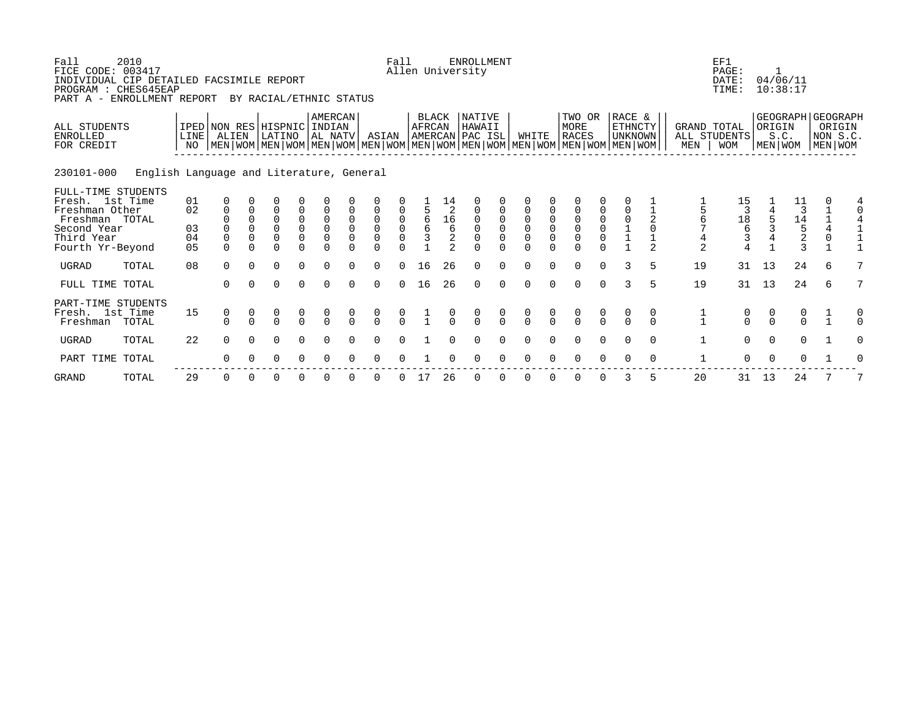Fall 2010
FICE CODE: 003417
INDIVIDUAL CIP DETAILED FACSIMILE REPORT
PROGRAM : CHES645EAP
PART A - ENROLLMENT REPORT BY RACIAL/ETHNIC STATUS

Fall ENROLLMENT
Allen University

EF1
PAGE: 1
DATE: 04/06/11
TIME: 10:38:17

230101-000 English Language and Literature, General

| ALL STUDENTS ENROLLED FOR CREDIT | IPED LINE NO | NON RES ALIEN | | HISPNIC LATINO | | AMERCAN INDIAN AL NATV | | ASIAN | | BLACK AFRCAN AMERCAN | | NATIVE HAWAII PAC ISL | | WHITE | | TWO OR MORE RACES | | RACE & ETHNCTY UNKNOWN | | GRAND TOTAL ALL STUDENTS | | GEOGRAPH ORIGIN S.C. | | GEOGRAPH ORIGIN NON S.C. | |
|---|---|---|---|---|---|---|---|---|---|---|---|---|---|---|---|---|---|---|---|---|---|---|---|---|---|
| | | MEN | WOM | MEN | WOM | MEN | WOM | MEN | WOM | MEN | WOM | MEN | WOM | MEN | WOM | MEN | WOM | MEN | WOM | MEN | WOM | MEN | WOM | MEN | WOM |
| FULL-TIME STUDENTS | | | | | | | | | | | | | | | | | | | | | | | | | |
| Fresh. 1st Time | 01 | 0 | 0 | 0 | 0 | 0 | 0 | 0 | 0 | 1 | 14 | 0 | 0 | 0 | 0 | 0 | 0 | 0 | 1 | 1 | 15 | 1 | 11 | 0 | 4 |
| Freshman Other | 02 | 0 | 0 | 0 | 0 | 0 | 0 | 0 | 0 | 5 | 2 | 0 | 0 | 0 | 0 | 0 | 0 | 0 | 1 | 5 | 3 | 4 | 3 | 1 | 0 |
| Freshman TOTAL | | 0 | 0 | 0 | 0 | 0 | 0 | 0 | 0 | 6 | 16 | 0 | 0 | 0 | 0 | 0 | 0 | 0 | 2 | 6 | 18 | 5 | 14 | 1 | 4 |
| Second Year | 03 | 0 | 0 | 0 | 0 | 0 | 0 | 0 | 0 | 6 | 6 | 0 | 0 | 0 | 0 | 0 | 0 | 1 | 0 | 7 | 6 | 3 | 5 | 4 | 1 |
| Third Year | 04 | 0 | 0 | 0 | 0 | 0 | 0 | 0 | 0 | 3 | 2 | 0 | 0 | 0 | 0 | 0 | 0 | 1 | 1 | 4 | 3 | 4 | 2 | 0 | 1 |
| Fourth Yr-Beyond | 05 | 0 | 0 | 0 | 0 | 0 | 0 | 0 | 0 | 1 | 2 | 0 | 0 | 0 | 0 | 0 | 0 | 1 | 2 | 2 | 4 | 1 | 3 | 1 | 1 |
| UGRAD TOTAL | 08 | 0 | 0 | 0 | 0 | 0 | 0 | 0 | 0 | 16 | 26 | 0 | 0 | 0 | 0 | 0 | 0 | 3 | 5 | 19 | 31 | 13 | 24 | 6 | 7 |
| FULL TIME TOTAL | | 0 | 0 | 0 | 0 | 0 | 0 | 0 | 0 | 16 | 26 | 0 | 0 | 0 | 0 | 0 | 0 | 3 | 5 | 19 | 31 | 13 | 24 | 6 | 7 |
| PART-TIME STUDENTS | | | | | | | | | | | | | | | | | | | | | | | | | |
| Fresh. 1st Time | 15 | 0 | 0 | 0 | 0 | 0 | 0 | 0 | 0 | 1 | 0 | 0 | 0 | 0 | 0 | 0 | 0 | 0 | 0 | 1 | 0 | 0 | 0 | 1 | 0 |
| Freshman TOTAL | | 0 | 0 | 0 | 0 | 0 | 0 | 0 | 0 | 1 | 0 | 0 | 0 | 0 | 0 | 0 | 0 | 0 | 0 | 1 | 0 | 0 | 0 | 1 | 0 |
| UGRAD TOTAL | 22 | 0 | 0 | 0 | 0 | 0 | 0 | 0 | 0 | 1 | 0 | 0 | 0 | 0 | 0 | 0 | 0 | 0 | 0 | 1 | 0 | 0 | 0 | 1 | 0 |
| PART TIME TOTAL | | 0 | 0 | 0 | 0 | 0 | 0 | 0 | 0 | 1 | 0 | 0 | 0 | 0 | 0 | 0 | 0 | 0 | 0 | 1 | 0 | 0 | 0 | 1 | 0 |
| GRAND TOTAL | 29 | 0 | 0 | 0 | 0 | 0 | 0 | 0 | 0 | 17 | 26 | 0 | 0 | 0 | 0 | 0 | 0 | 3 | 5 | 20 | 31 | 13 | 24 | 7 | 7 |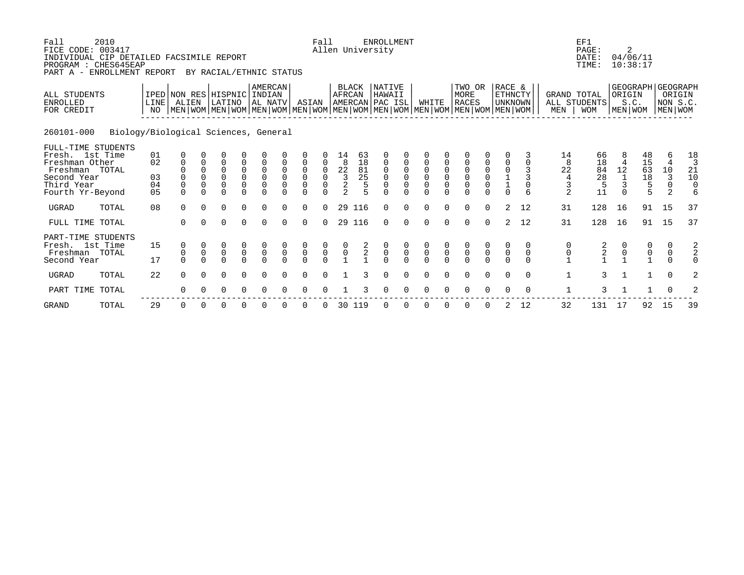Fall 2010 Fall ENROLLMENT EF1
FICE CODE: 003417 Allen University
INDIVIDUAL CIP DETAILED FACSIMILE REPORT
PROGRAM : CHES645EAP
PART A - ENROLLMENT REPORT BY RACIAL/ETHNIC STATUS

DATE: 04/06/11
TIME: 10:38:17

260101-000 Biology/Biological Sciences, General

| ALL STUDENTS ENROLLED FOR CREDIT | IPED LINE NO | NON RES ALIEN | | HISPNIC LATINO | | AMERCAN INDIAN AL NATV | | ASIAN | | BLACK AFRCAN AMERCAN | | NATIVE HAWAII PAC ISL | | WHITE | | TWO OR MORE RACES | | RACE & ETHNCTY UNKNOWN | | GRAND TOTAL ALL STUDENTS | | GEOGRAPH ORIGIN S.C. | | GEOGRAPH ORIGIN NON S.C. | |
|---|---|---|---|---|---|---|---|---|---|---|---|---|---|---|---|---|---|---|---|---|---|---|---|---|---|
| | | MEN | WOM | MEN | WOM | MEN | WOM | MEN | WOM | MEN | WOM | MEN | WOM | MEN | WOM | MEN | WOM | MEN | WOM | MEN | WOM | MEN | WOM | MEN | WOM |
| **FULL-TIME STUDENTS** | | | | | | | | | | | | | | | | | | | | | | | | | |
| Fresh. 1st Time | 01 | 0 | 0 | 0 | 0 | 0 | 0 | 0 | 0 | 14 | 63 | 0 | 0 | 0 | 0 | 0 | 0 | 0 | 3 | 14 | 66 | 8 | 48 | 6 | 18 |
| Freshman Other | 02 | 0 | 0 | 0 | 0 | 0 | 0 | 0 | 0 | 8 | 18 | 0 | 0 | 0 | 0 | 0 | 0 | 0 | 0 | 8 | 18 | 4 | 15 | 4 | 3 |
| Freshman TOTAL | | 0 | 0 | 0 | 0 | 0 | 0 | 0 | 0 | 22 | 81 | 0 | 0 | 0 | 0 | 0 | 0 | 0 | 3 | 22 | 84 | 12 | 63 | 10 | 21 |
| Second Year | 03 | 0 | 0 | 0 | 0 | 0 | 0 | 0 | 0 | 3 | 25 | 0 | 0 | 0 | 0 | 0 | 0 | 1 | 3 | 4 | 28 | 1 | 18 | 3 | 10 |
| Third Year | 04 | 0 | 0 | 0 | 0 | 0 | 0 | 0 | 0 | 2 | 5 | 0 | 0 | 0 | 0 | 0 | 0 | 1 | 0 | 3 | 5 | 3 | 5 | 0 | 0 |
| Fourth Yr-Beyond | 05 | 0 | 0 | 0 | 0 | 0 | 0 | 0 | 0 | 2 | 5 | 0 | 0 | 0 | 0 | 0 | 0 | 0 | 6 | 2 | 11 | 0 | 5 | 2 | 6 |
| UGRAD TOTAL | 08 | 0 | 0 | 0 | 0 | 0 | 0 | 0 | 0 | 29 | 116 | 0 | 0 | 0 | 0 | 0 | 0 | 2 | 12 | 31 | 128 | 16 | 91 | 15 | 37 |
| FULL TIME TOTAL | | 0 | 0 | 0 | 0 | 0 | 0 | 0 | 0 | 29 | 116 | 0 | 0 | 0 | 0 | 0 | 0 | 2 | 12 | 31 | 128 | 16 | 91 | 15 | 37 |
| **PART-TIME STUDENTS** | | | | | | | | | | | | | | | | | | | | | | | | | |
| Fresh. 1st Time | 15 | 0 | 0 | 0 | 0 | 0 | 0 | 0 | 0 | 0 | 2 | 0 | 0 | 0 | 0 | 0 | 0 | 0 | 0 | 0 | 2 | 0 | 0 | 0 | 2 |
| Freshman TOTAL | | 0 | 0 | 0 | 0 | 0 | 0 | 0 | 0 | 0 | 2 | 0 | 0 | 0 | 0 | 0 | 0 | 0 | 0 | 0 | 2 | 0 | 0 | 0 | 2 |
| Second Year | 17 | 0 | 0 | 0 | 0 | 0 | 0 | 0 | 0 | 1 | 1 | 0 | 0 | 0 | 0 | 0 | 0 | 0 | 0 | 1 | 1 | 1 | 1 | 0 | 0 |
| UGRAD TOTAL | 22 | 0 | 0 | 0 | 0 | 0 | 0 | 0 | 0 | 1 | 3 | 0 | 0 | 0 | 0 | 0 | 0 | 0 | 0 | 1 | 3 | 1 | 1 | 0 | 2 |
| PART TIME TOTAL | | 0 | 0 | 0 | 0 | 0 | 0 | 0 | 0 | 1 | 3 | 0 | 0 | 0 | 0 | 0 | 0 | 0 | 0 | 1 | 3 | 1 | 1 | 0 | 2 |
| GRAND TOTAL | 29 | 0 | 0 | 0 | 0 | 0 | 0 | 0 | 0 | 30 | 119 | 0 | 0 | 0 | 0 | 0 | 0 | 2 | 12 | 32 | 131 | 17 | 92 | 15 | 39 |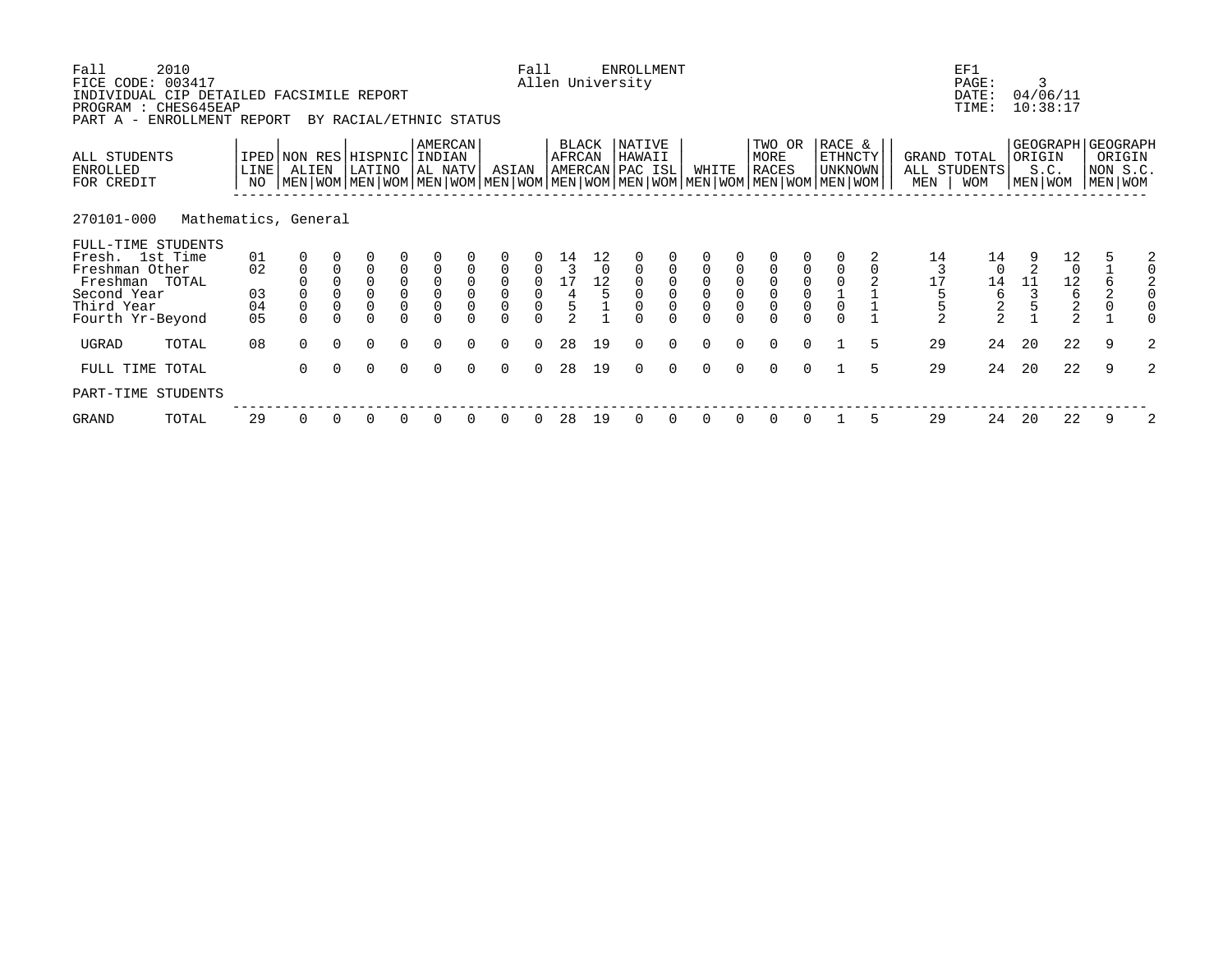Fall 2010 Fall ENROLLMENT EF1
FICE CODE: 003417 Allen University PAGE: 3
INDIVIDUAL CIP DETAILED FACSIMILE REPORT DATE: 04/06/11
PROGRAM : CHES645EAP TIME: 10:38:17
PART A - ENROLLMENT REPORT BY RACIAL/ETHNIC STATUS

270101-000 Mathematics, General

| ALL STUDENTS ENROLLED FOR CREDIT | IPED LINE NO | NON RES ALIEN | | HISPNIC LATINO | | AMERCAN INDIAN AL NATV | | ASIAN | | BLACK AFRCAN AMERCAN | | NATIVE HAWAII PAC ISL | | WHITE | | TWO OR MORE RACES | | RACE & ETHNCTY UNKNOWN | | GRAND TOTAL ALL STUDENTS | | GEOGRAPH ORIGIN S.C. | | GEOGRAPH ORIGIN NON S.C. | |
|---|---|---|---|---|---|---|---|---|---|---|---|---|---|---|---|---|---|---|---|---|---|---|---|---|---|
| | | MEN | WOM | MEN | WOM | MEN | WOM | MEN | WOM | MEN | WOM | MEN | WOM | MEN | WOM | MEN | WOM | MEN | WOM | MEN | WOM | MEN | WOM | MEN | WOM |
| FULL-TIME STUDENTS | | | | | | | | | | | | | | | | | | | | | | | | | |
| Fresh. 1st Time | 01 | 0 | 0 | 0 | 0 | 0 | 0 | 0 | 0 | 14 | 12 | 0 | 0 | 0 | 0 | 0 | 0 | 0 | 2 | 14 | 14 | 9 | 12 | 5 | 2 |
| Freshman Other | 02 | 0 | 0 | 0 | 0 | 0 | 0 | 0 | 0 | 3 | 0 | 0 | 0 | 0 | 0 | 0 | 0 | 0 | 0 | 3 | 0 | 2 | 0 | 1 | 0 |
| Freshman TOTAL | | 0 | 0 | 0 | 0 | 0 | 0 | 0 | 0 | 17 | 12 | 0 | 0 | 0 | 0 | 0 | 0 | 0 | 2 | 17 | 14 | 11 | 12 | 6 | 2 |
| Second Year | 03 | 0 | 0 | 0 | 0 | 0 | 0 | 0 | 0 | 4 | 5 | 0 | 0 | 0 | 0 | 0 | 0 | 1 | 1 | 5 | 6 | 3 | 6 | 2 | 0 |
| Third Year | 04 | 0 | 0 | 0 | 0 | 0 | 0 | 0 | 0 | 5 | 1 | 0 | 0 | 0 | 0 | 0 | 0 | 0 | 1 | 5 | 2 | 5 | 2 | 0 | 0 |
| Fourth Yr-Beyond | 05 | 0 | 0 | 0 | 0 | 0 | 0 | 0 | 0 | 2 | 1 | 0 | 0 | 0 | 0 | 0 | 0 | 0 | 1 | 2 | 2 | 1 | 2 | 1 | 0 |
| UGRAD TOTAL | 08 | 0 | 0 | 0 | 0 | 0 | 0 | 0 | 0 | 28 | 19 | 0 | 0 | 0 | 0 | 0 | 0 | 1 | 5 | 29 | 24 | 20 | 22 | 9 | 2 |
| FULL TIME TOTAL | | 0 | 0 | 0 | 0 | 0 | 0 | 0 | 0 | 28 | 19 | 0 | 0 | 0 | 0 | 0 | 0 | 1 | 5 | 29 | 24 | 20 | 22 | 9 | 2 |
| PART-TIME STUDENTS | | | | | | | | | | | | | | | | | | | | | | | | | |
| GRAND TOTAL | 29 | 0 | 0 | 0 | 0 | 0 | 0 | 0 | 0 | 28 | 19 | 0 | 0 | 0 | 0 | 0 | 0 | 1 | 5 | 29 | 24 | 20 | 22 | 9 | 2 |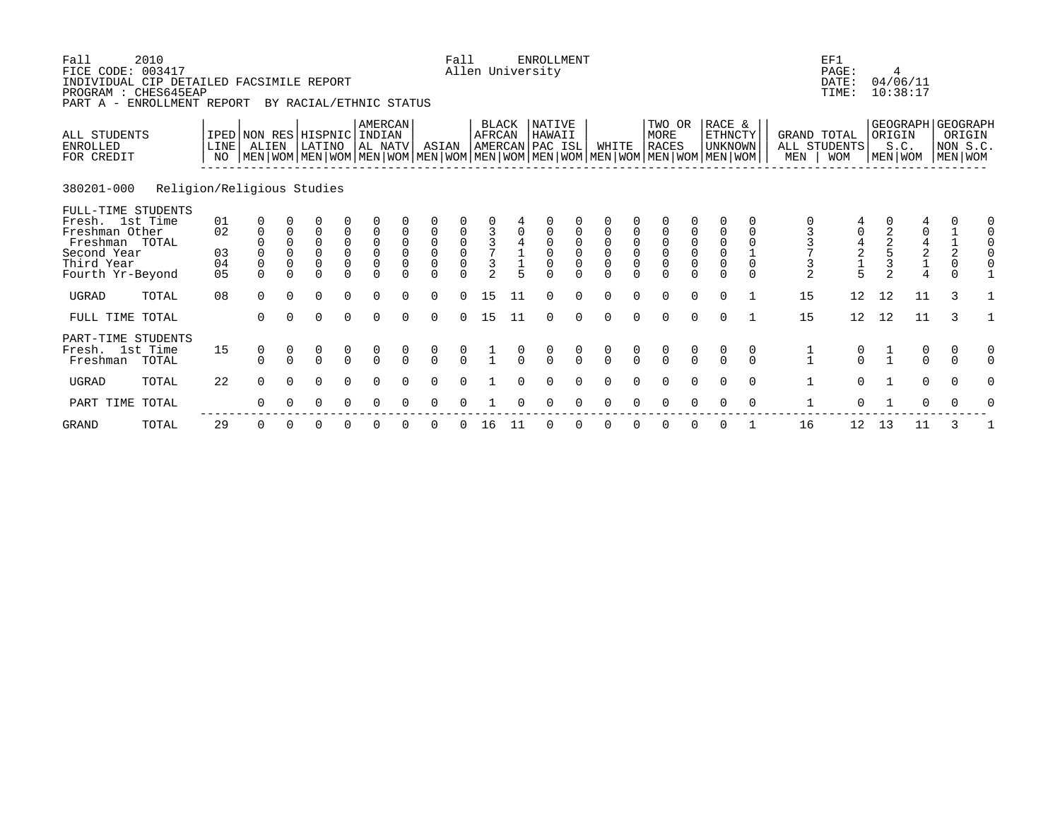Fall 2010 | Fall ENROLLMENT | EF1
FICE CODE: 003417 | Allen University | PAGE: 4
INDIVIDUAL CIP DETAILED FACSIMILE REPORT | | DATE: 04/06/11
PROGRAM : CHES645EAP | | TIME: 10:38:17
PART A - ENROLLMENT REPORT BY RACIAL/ETHNIC STATUS

**380201-000 Religion/Religious Studies**

| ALL STUDENTS ENROLLED FOR CREDIT | IPED LINE NO | NON RES ALIEN MEN | NON RES ALIEN WOM | HISPNIC LATINO MEN | HISPNIC LATINO WOM | AMERCAN INDIAN AL NATV MEN | AMERCAN INDIAN AL NATV WOM | ASIAN MEN | ASIAN WOM | BLACK AFRCAN AMERCAN MEN | BLACK AFRCAN AMERCAN WOM | NATIVE HAWAII PAC ISL MEN | NATIVE HAWAII PAC ISL WOM | WHITE MEN | WHITE WOM | TWO OR MORE RACES MEN | TWO OR MORE RACES WOM | RACE & ETHNCTY UNKNOWN MEN | RACE & ETHNCTY UNKNOWN WOM | GRAND TOTAL ALL STUDENTS MEN | GRAND TOTAL ALL STUDENTS WOM | GEOGRAPH ORIGIN S.C. MEN | GEOGRAPH ORIGIN S.C. WOM | GEOGRAPH ORIGIN NON S.C. MEN | GEOGRAPH ORIGIN NON S.C. WOM |
|---|---|---|---|---|---|---|---|---|---|---|---|---|---|---|---|---|---|---|---|---|---|---|---|---|---|
| FULL-TIME STUDENTS | | | | | | | | | | | | | | | | | | | | | | | | | |
| Fresh. 1st Time | 01 | 0 | 0 | 0 | 0 | 0 | 0 | 0 | 0 | 0 | 4 | 0 | 0 | 0 | 0 | 0 | 0 | 0 | 0 | 0 | 4 | 0 | 4 | 0 | 0 |
| Freshman Other | 02 | 0 | 0 | 0 | 0 | 0 | 0 | 0 | 0 | 3 | 0 | 0 | 0 | 0 | 0 | 0 | 0 | 0 | 0 | 3 | 0 | 2 | 0 | 1 | 0 |
| Freshman TOTAL | | 0 | 0 | 0 | 0 | 0 | 0 | 0 | 0 | 3 | 4 | 0 | 0 | 0 | 0 | 0 | 0 | 0 | 0 | 3 | 4 | 2 | 4 | 1 | 0 |
| Second Year | 03 | 0 | 0 | 0 | 0 | 0 | 0 | 0 | 0 | 7 | 1 | 0 | 0 | 0 | 0 | 0 | 0 | 0 | 1 | 7 | 2 | 5 | 2 | 2 | 0 |
| Third Year | 04 | 0 | 0 | 0 | 0 | 0 | 0 | 0 | 0 | 3 | 1 | 0 | 0 | 0 | 0 | 0 | 0 | 0 | 0 | 3 | 1 | 3 | 1 | 0 | 0 |
| Fourth Yr-Beyond | 05 | 0 | 0 | 0 | 0 | 0 | 0 | 0 | 0 | 2 | 5 | 0 | 0 | 0 | 0 | 0 | 0 | 0 | 0 | 2 | 5 | 2 | 4 | 0 | 1 |
| UGRAD TOTAL | 08 | 0 | 0 | 0 | 0 | 0 | 0 | 0 | 0 | 15 | 11 | 0 | 0 | 0 | 0 | 0 | 0 | 0 | 1 | 15 | 12 | 12 | 11 | 3 | 1 |
| FULL TIME TOTAL | | 0 | 0 | 0 | 0 | 0 | 0 | 0 | 0 | 15 | 11 | 0 | 0 | 0 | 0 | 0 | 0 | 0 | 1 | 15 | 12 | 12 | 11 | 3 | 1 |
| PART-TIME STUDENTS | | | | | | | | | | | | | | | | | | | | | | | | | |
| Fresh. 1st Time | 15 | 0 | 0 | 0 | 0 | 0 | 0 | 0 | 0 | 1 | 0 | 0 | 0 | 0 | 0 | 0 | 0 | 0 | 0 | 1 | 0 | 1 | 0 | 0 | 0 |
| Freshman TOTAL | | 0 | 0 | 0 | 0 | 0 | 0 | 0 | 0 | 1 | 0 | 0 | 0 | 0 | 0 | 0 | 0 | 0 | 0 | 1 | 0 | 1 | 0 | 0 | 0 |
| UGRAD TOTAL | 22 | 0 | 0 | 0 | 0 | 0 | 0 | 0 | 0 | 1 | 0 | 0 | 0 | 0 | 0 | 0 | 0 | 0 | 0 | 1 | 0 | 1 | 0 | 0 | 0 |
| PART TIME TOTAL | | 0 | 0 | 0 | 0 | 0 | 0 | 0 | 0 | 1 | 0 | 0 | 0 | 0 | 0 | 0 | 0 | 0 | 0 | 1 | 0 | 1 | 0 | 0 | 0 |
| GRAND TOTAL | 29 | 0 | 0 | 0 | 0 | 0 | 0 | 0 | 0 | 16 | 11 | 0 | 0 | 0 | 0 | 0 | 0 | 0 | 1 | 16 | 12 | 13 | 11 | 3 | 1 |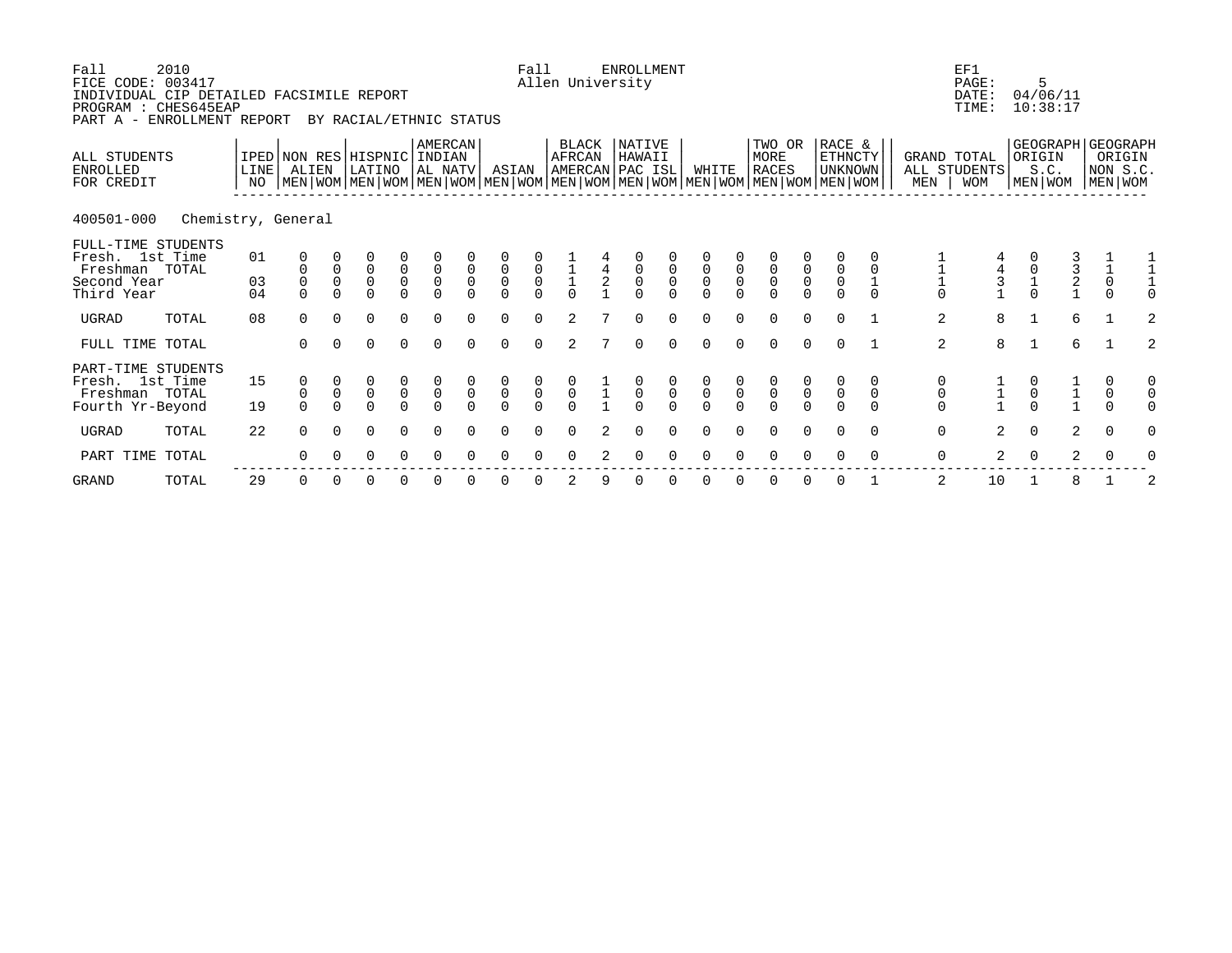Fall 2010
FICE CODE: 003417
INDIVIDUAL CIP DETAILED FACSIMILE REPORT
PROGRAM : CHES645EAP
PART A - ENROLLMENT REPORT BY RACIAL/ETHNIC STATUS

Fall ENROLLMENT
Allen University

EF1
PAGE: 5
DATE: 04/06/11
TIME: 10:38:17

| ALL STUDENTS ENROLLED FOR CREDIT | IPED LINE NO | NON RES ALIEN | | HISPNIC LATINO | | AMERCAN INDIAN AL NATV | | ASIAN | | BLACK AFRCAN AMERCAN | | NATIVE HAWAII PAC ISL | | WHITE | | TWO OR MORE RACES | | RACE & ETHNCTY UNKNOWN | | GRAND TOTAL ALL STUDENTS | | GEOGRAPH ORIGIN S.C. | | GEOGRAPH ORIGIN NON S.C. | |
|---|---|---|---|---|---|---|---|---|---|---|---|---|---|---|---|---|---|---|---|---|---|---|---|---|---|
| | | MEN | WOM | MEN | WOM | MEN | WOM | MEN | WOM | MEN | WOM | MEN | WOM | MEN | WOM | MEN | WOM | MEN | WOM | MEN | WOM | MEN | WOM | MEN | WOM |
| **400501-000 Chemistry, General** | | | | | | | | | | | | | | | | | | | | | | | | | |
| FULL-TIME STUDENTS | | | | | | | | | | | | | | | | | | | | | | | | | |
| Fresh. 1st Time | 01 | 0 | 0 | 0 | 0 | 0 | 0 | 0 | 0 | 1 | 4 | 0 | 0 | 0 | 0 | 0 | 0 | 0 | 0 | 1 | 4 | 0 | 3 | 1 | 1 |
| Freshman TOTAL | | 0 | 0 | 0 | 0 | 0 | 0 | 0 | 0 | 1 | 4 | 0 | 0 | 0 | 0 | 0 | 0 | 0 | 0 | 1 | 4 | 0 | 3 | 1 | 1 |
| Second Year | 03 | 0 | 0 | 0 | 0 | 0 | 0 | 0 | 0 | 1 | 2 | 0 | 0 | 0 | 0 | 0 | 0 | 0 | 1 | 1 | 3 | 1 | 2 | 0 | 1 |
| Third Year | 04 | 0 | 0 | 0 | 0 | 0 | 0 | 0 | 0 | 0 | 1 | 0 | 0 | 0 | 0 | 0 | 0 | 0 | 0 | 0 | 1 | 0 | 1 | 0 | 0 |
| UGRAD TOTAL | 08 | 0 | 0 | 0 | 0 | 0 | 0 | 0 | 0 | 2 | 7 | 0 | 0 | 0 | 0 | 0 | 0 | 0 | 1 | 2 | 8 | 1 | 6 | 1 | 2 |
| FULL TIME TOTAL | | 0 | 0 | 0 | 0 | 0 | 0 | 0 | 0 | 2 | 7 | 0 | 0 | 0 | 0 | 0 | 0 | 0 | 1 | 2 | 8 | 1 | 6 | 1 | 2 |
| PART-TIME STUDENTS | | | | | | | | | | | | | | | | | | | | | | | | | |
| Fresh. 1st Time | 15 | 0 | 0 | 0 | 0 | 0 | 0 | 0 | 0 | 0 | 1 | 0 | 0 | 0 | 0 | 0 | 0 | 0 | 0 | 0 | 1 | 0 | 1 | 0 | 0 |
| Freshman TOTAL | | 0 | 0 | 0 | 0 | 0 | 0 | 0 | 0 | 0 | 1 | 0 | 0 | 0 | 0 | 0 | 0 | 0 | 0 | 0 | 1 | 0 | 1 | 0 | 0 |
| Fourth Yr-Beyond | 19 | 0 | 0 | 0 | 0 | 0 | 0 | 0 | 0 | 0 | 1 | 0 | 0 | 0 | 0 | 0 | 0 | 0 | 0 | 0 | 1 | 0 | 1 | 0 | 0 |
| UGRAD TOTAL | 22 | 0 | 0 | 0 | 0 | 0 | 0 | 0 | 0 | 0 | 2 | 0 | 0 | 0 | 0 | 0 | 0 | 0 | 0 | 0 | 2 | 0 | 2 | 0 | 0 |
| PART TIME TOTAL | | 0 | 0 | 0 | 0 | 0 | 0 | 0 | 0 | 0 | 2 | 0 | 0 | 0 | 0 | 0 | 0 | 0 | 0 | 0 | 2 | 0 | 2 | 0 | 0 |
| GRAND TOTAL | 29 | 0 | 0 | 0 | 0 | 0 | 0 | 0 | 0 | 2 | 9 | 0 | 0 | 0 | 0 | 0 | 0 | 0 | 1 | 2 | 10 | 1 | 8 | 1 | 2 |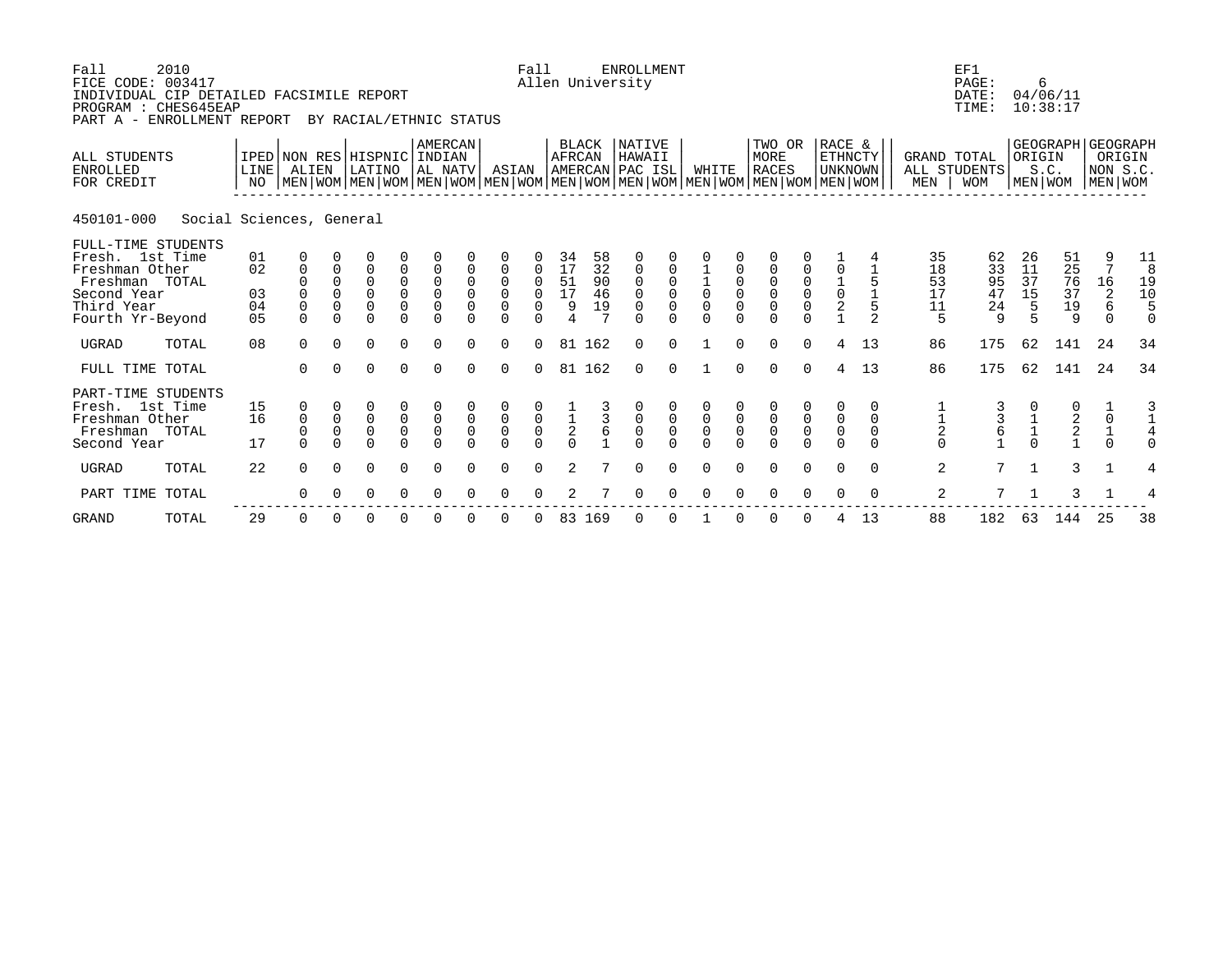Fall 2010
FICE CODE: 003417
INDIVIDUAL CIP DETAILED FACSIMILE REPORT
PROGRAM : CHES645EAP
PART A - ENROLLMENT REPORT BY RACIAL/ETHNIC STATUS

Fall ENROLLMENT
Allen University

EF1
PAGE: 6
DATE: 04/06/11
TIME: 10:38:17

**450101-000 Social Sciences, General**

| ALL STUDENTS ENROLLED FOR CREDIT | IPED LINE NO | NON RES ALIEN | | HISPNIC LATINO | | AMERCAN INDIAN AL NATV | | ASIAN | | BLACK AFRCAN AMERCAN | | NATIVE HAWAII PAC ISL | | WHITE | | TWO OR MORE RACES | | RACE & ETHNCTY UNKNOWN | | GRAND TOTAL ALL STUDENTS | | GEOGRAPH ORIGIN S.C. | | GEOGRAPH ORIGIN NON S.C. | |
|---|---|---|---|---|---|---|---|---|---|---|---|---|---|---|---|---|---|---|---|---|---|---|---|---|---|
| | | MEN | WOM | MEN | WOM | MEN | WOM | MEN | WOM | MEN | WOM | MEN | WOM | MEN | WOM | MEN | WOM | MEN | WOM | MEN | WOM | MEN | WOM | MEN | WOM |
| FULL-TIME STUDENTS | | | | | | | | | | | | | | | | | | | | | | | | | |
| Fresh. 1st Time | 01 | 0 | 0 | 0 | 0 | 0 | 0 | 0 | 0 | 34 | 58 | 0 | 0 | 0 | 0 | 0 | 0 | 1 | 4 | 35 | 62 | 26 | 51 | 9 | 11 |
| Freshman Other | 02 | 0 | 0 | 0 | 0 | 0 | 0 | 0 | 0 | 17 | 32 | 0 | 0 | 1 | 0 | 0 | 0 | 0 | 1 | 18 | 33 | 11 | 25 | 7 | 8 |
| Freshman TOTAL | | 0 | 0 | 0 | 0 | 0 | 0 | 0 | 0 | 51 | 90 | 0 | 0 | 1 | 0 | 0 | 0 | 1 | 5 | 53 | 95 | 37 | 76 | 16 | 19 |
| Second Year | 03 | 0 | 0 | 0 | 0 | 0 | 0 | 0 | 0 | 17 | 46 | 0 | 0 | 0 | 0 | 0 | 0 | 0 | 1 | 17 | 47 | 15 | 37 | 2 | 10 |
| Third Year | 04 | 0 | 0 | 0 | 0 | 0 | 0 | 0 | 0 | 9 | 19 | 0 | 0 | 0 | 0 | 0 | 0 | 2 | 5 | 11 | 24 | 5 | 19 | 6 | 5 |
| Fourth Yr-Beyond | 05 | 0 | 0 | 0 | 0 | 0 | 0 | 0 | 0 | 4 | 7 | 0 | 0 | 0 | 0 | 0 | 0 | 1 | 2 | 5 | 9 | 5 | 9 | 0 | 0 |
| UGRAD TOTAL | 08 | 0 | 0 | 0 | 0 | 0 | 0 | 0 | 0 | 81 | 162 | 0 | 0 | 1 | 0 | 0 | 0 | 4 | 13 | 86 | 175 | 62 | 141 | 24 | 34 |
| FULL TIME TOTAL | | 0 | 0 | 0 | 0 | 0 | 0 | 0 | 0 | 81 | 162 | 0 | 0 | 1 | 0 | 0 | 0 | 4 | 13 | 86 | 175 | 62 | 141 | 24 | 34 |
| PART-TIME STUDENTS | | | | | | | | | | | | | | | | | | | | | | | | | |
| Fresh. 1st Time | 15 | 0 | 0 | 0 | 0 | 0 | 0 | 0 | 0 | 1 | 3 | 0 | 0 | 0 | 0 | 0 | 0 | 0 | 0 | 1 | 3 | 0 | 0 | 1 | 3 |
| Freshman Other | 16 | 0 | 0 | 0 | 0 | 0 | 0 | 0 | 0 | 1 | 3 | 0 | 0 | 0 | 0 | 0 | 0 | 0 | 0 | 1 | 3 | 1 | 2 | 0 | 1 |
| Freshman TOTAL | | 0 | 0 | 0 | 0 | 0 | 0 | 0 | 0 | 2 | 6 | 0 | 0 | 0 | 0 | 0 | 0 | 0 | 0 | 2 | 6 | 1 | 2 | 1 | 4 |
| Second Year | 17 | 0 | 0 | 0 | 0 | 0 | 0 | 0 | 0 | 0 | 1 | 0 | 0 | 0 | 0 | 0 | 0 | 0 | 0 | 0 | 1 | 0 | 1 | 0 | 0 |
| UGRAD TOTAL | 22 | 0 | 0 | 0 | 0 | 0 | 0 | 0 | 0 | 2 | 7 | 0 | 0 | 0 | 0 | 0 | 0 | 0 | 0 | 2 | 7 | 1 | 3 | 1 | 4 |
| PART TIME TOTAL | | 0 | 0 | 0 | 0 | 0 | 0 | 0 | 0 | 2 | 7 | 0 | 0 | 0 | 0 | 0 | 0 | 0 | 0 | 2 | 7 | 1 | 3 | 1 | 4 |
| GRAND TOTAL | 29 | 0 | 0 | 0 | 0 | 0 | 0 | 0 | 0 | 83 | 169 | 0 | 0 | 1 | 0 | 0 | 0 | 4 | 13 | 88 | 182 | 63 | 144 | 25 | 38 |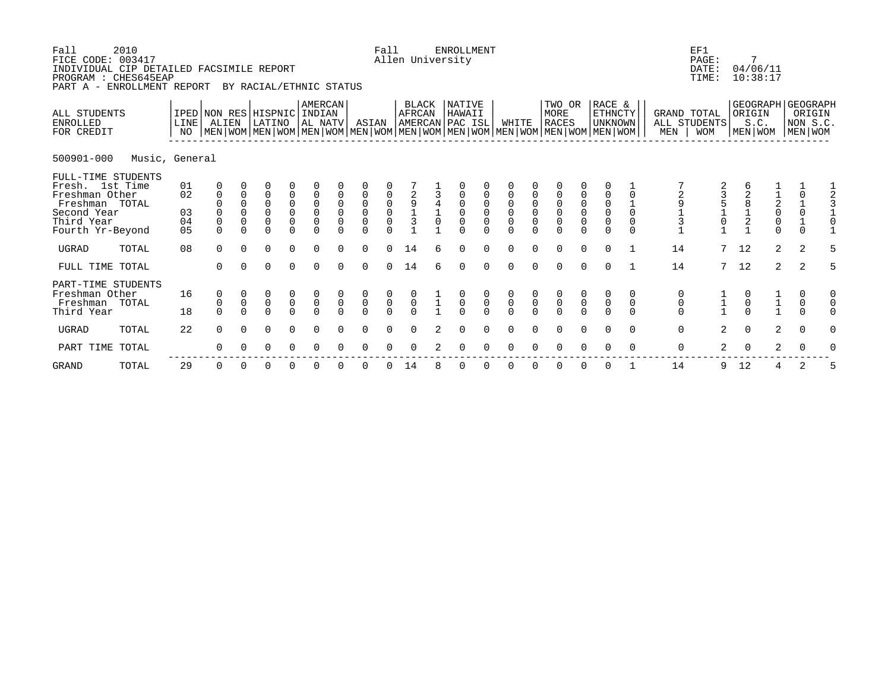Fall 2010 Fall ENROLLMENT EF1
FICE CODE: 003417 Allen University PAGE: 7
INDIVIDUAL CIP DETAILED FACSIMILE REPORT DATE: 04/06/11
PROGRAM : CHES645EAP TIME: 10:38:17
PART A - ENROLLMENT REPORT BY RACIAL/ETHNIC STATUS

**500901-000 Music, General**

| ALL STUDENTS ENROLLED FOR CREDIT | IPED LINE NO | NON RES ALIEN MEN | NON RES ALIEN WOM | HISPNIC LATINO MEN | HISPNIC LATINO WOM | AMERCAN INDIAN AL NATV MEN | AMERCAN INDIAN AL NATV WOM | ASIAN MEN | ASIAN WOM | BLACK AFRCAN AMERCAN MEN | BLACK AFRCAN AMERCAN WOM | NATIVE HAWAII PAC ISL MEN | NATIVE HAWAII PAC ISL WOM | WHITE MEN | WHITE WOM | TWO OR MORE RACES MEN | TWO OR MORE RACES WOM | RACE & ETHNCTY UNKNOWN MEN | RACE & ETHNCTY UNKNOWN WOM | GRAND TOTAL ALL STUDENTS MEN | GRAND TOTAL ALL STUDENTS WOM | GEOGRAPH ORIGIN S.C. MEN | GEOGRAPH ORIGIN S.C. WOM | GEOGRAPH ORIGIN NON S.C. MEN | GEOGRAPH ORIGIN NON S.C. WOM |
|---|---|---|---|---|---|---|---|---|---|---|---|---|---|---|---|---|---|---|---|---|---|---|---|---|---|
| FULL-TIME STUDENTS | | | | | | | | | | | | | | | | | | | | | | | | | |
| Fresh. 1st Time | 01 | 0 | 0 | 0 | 0 | 0 | 0 | 0 | 0 | 7 | 1 | 0 | 0 | 0 | 0 | 0 | 0 | 0 | 1 | 7 | 2 | 6 | 1 | 1 | 1 |
| Freshman Other | 02 | 0 | 0 | 0 | 0 | 0 | 0 | 0 | 0 | 2 | 3 | 0 | 0 | 0 | 0 | 0 | 0 | 0 | 0 | 2 | 3 | 2 | 1 | 0 | 2 |
| Freshman TOTAL | | 0 | 0 | 0 | 0 | 0 | 0 | 0 | 0 | 9 | 4 | 0 | 0 | 0 | 0 | 0 | 0 | 0 | 1 | 9 | 5 | 8 | 2 | 1 | 3 |
| Second Year | 03 | 0 | 0 | 0 | 0 | 0 | 0 | 0 | 0 | 1 | 1 | 0 | 0 | 0 | 0 | 0 | 0 | 0 | 0 | 1 | 1 | 1 | 0 | 0 | 1 |
| Third Year | 04 | 0 | 0 | 0 | 0 | 0 | 0 | 0 | 0 | 3 | 0 | 0 | 0 | 0 | 0 | 0 | 0 | 0 | 0 | 3 | 0 | 2 | 0 | 1 | 0 |
| Fourth Yr-Beyond | 05 | 0 | 0 | 0 | 0 | 0 | 0 | 0 | 0 | 1 | 1 | 0 | 0 | 0 | 0 | 0 | 0 | 0 | 0 | 1 | 1 | 1 | 0 | 0 | 1 |
| UGRAD TOTAL | 08 | 0 | 0 | 0 | 0 | 0 | 0 | 0 | 0 | 14 | 6 | 0 | 0 | 0 | 0 | 0 | 0 | 0 | 1 | 14 | 7 | 12 | 2 | 2 | 5 |
| FULL TIME TOTAL | | 0 | 0 | 0 | 0 | 0 | 0 | 0 | 0 | 14 | 6 | 0 | 0 | 0 | 0 | 0 | 0 | 0 | 1 | 14 | 7 | 12 | 2 | 2 | 5 |
| PART-TIME STUDENTS | | | | | | | | | | | | | | | | | | | | | | | | | |
| Freshman Other | 16 | 0 | 0 | 0 | 0 | 0 | 0 | 0 | 0 | 0 | 1 | 0 | 0 | 0 | 0 | 0 | 0 | 0 | 0 | 0 | 1 | 0 | 1 | 0 | 0 |
| Freshman TOTAL | | 0 | 0 | 0 | 0 | 0 | 0 | 0 | 0 | 0 | 1 | 0 | 0 | 0 | 0 | 0 | 0 | 0 | 0 | 0 | 1 | 0 | 1 | 0 | 0 |
| Third Year | 18 | 0 | 0 | 0 | 0 | 0 | 0 | 0 | 0 | 0 | 1 | 0 | 0 | 0 | 0 | 0 | 0 | 0 | 0 | 0 | 1 | 0 | 1 | 0 | 0 |
| UGRAD TOTAL | 22 | 0 | 0 | 0 | 0 | 0 | 0 | 0 | 0 | 0 | 2 | 0 | 0 | 0 | 0 | 0 | 0 | 0 | 0 | 0 | 2 | 0 | 2 | 0 | 0 |
| PART TIME TOTAL | | 0 | 0 | 0 | 0 | 0 | 0 | 0 | 0 | 0 | 2 | 0 | 0 | 0 | 0 | 0 | 0 | 0 | 0 | 0 | 2 | 0 | 2 | 0 | 0 |
| GRAND TOTAL | 29 | 0 | 0 | 0 | 0 | 0 | 0 | 0 | 0 | 14 | 8 | 0 | 0 | 0 | 0 | 0 | 0 | 0 | 1 | 14 | 9 | 12 | 4 | 2 | 5 |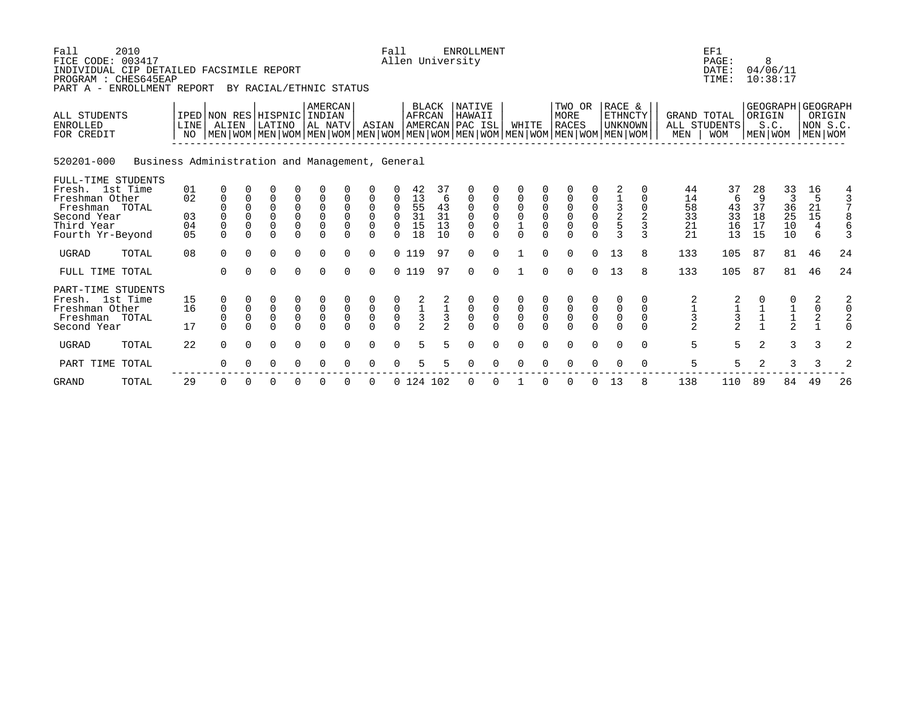Fall 2010 Fall ENROLLMENT EF1
FICE CODE: 003417 Allen University
INDIVIDUAL CIP DETAILED FACSIMILE REPORT DATE: 04/06/11
PROGRAM : CHES645EAP TIME: 10:38:17
PART A - ENROLLMENT REPORT BY RACIAL/ETHNIC STATUS

| ALL STUDENTS ENROLLED FOR CREDIT | IPED LINE NO | NON RES ALIEN | | HISPNIC LATINO | | AMERCAN INDIAN AL NATV | | ASIAN | | BLACK AFRCAN AMERCAN | | NATIVE HAWAII PAC ISL | | WHITE | | TWO OR MORE RACES | | RACE & ETHNCTY UNKNOWN | | GRAND TOTAL ALL STUDENTS | | GEOGRAPH ORIGIN S.C. | | GEOGRAPH ORIGIN NON S.C. | |
|---|---|---|---|---|---|---|---|---|---|---|---|---|---|---|---|---|---|---|---|---|---|---|---|---|---|
| | | MEN | WOM | MEN | WOM | MEN | WOM | MEN | WOM | MEN | WOM | MEN | WOM | MEN | WOM | MEN | WOM | MEN | WOM | MEN | WOM | MEN | WOM | MEN | WOM |
| **520201-000 Business Administration and Management, General** | | | | | | | | | | | | | | | | | | | | | | | | | |
| FULL-TIME STUDENTS | | | | | | | | | | | | | | | | | | | | | | | | | |
| Fresh. 1st Time | 01 | 0 | 0 | 0 | 0 | 0 | 0 | 0 | 0 | 42 | 37 | 0 | 0 | 0 | 0 | 0 | 0 | 2 | 0 | 44 | 37 | 28 | 33 | 16 | 4 |
| Freshman Other | 02 | 0 | 0 | 0 | 0 | 0 | 0 | 0 | 0 | 13 | 6 | 0 | 0 | 0 | 0 | 0 | 0 | 1 | 0 | 14 | 6 | 9 | 3 | 5 | 3 |
| Freshman TOTAL | | 0 | 0 | 0 | 0 | 0 | 0 | 0 | 0 | 55 | 43 | 0 | 0 | 0 | 0 | 0 | 0 | 3 | 0 | 58 | 43 | 37 | 36 | 21 | 7 |
| Second Year | 03 | 0 | 0 | 0 | 0 | 0 | 0 | 0 | 0 | 31 | 31 | 0 | 0 | 0 | 0 | 0 | 0 | 2 | 2 | 33 | 33 | 18 | 25 | 15 | 8 |
| Third Year | 04 | 0 | 0 | 0 | 0 | 0 | 0 | 0 | 0 | 15 | 13 | 0 | 0 | 1 | 0 | 0 | 0 | 5 | 3 | 21 | 16 | 17 | 10 | 4 | 6 |
| Fourth Yr-Beyond | 05 | 0 | 0 | 0 | 0 | 0 | 0 | 0 | 0 | 18 | 10 | 0 | 0 | 0 | 0 | 0 | 0 | 3 | 3 | 21 | 13 | 15 | 10 | 6 | 3 |
| UGRAD TOTAL | 08 | 0 | 0 | 0 | 0 | 0 | 0 | 0 | 0 | 119 | 97 | 0 | 0 | 1 | 0 | 0 | 0 | 13 | 8 | 133 | 105 | 87 | 81 | 46 | 24 |
| FULL TIME TOTAL | | 0 | 0 | 0 | 0 | 0 | 0 | 0 | 0 | 119 | 97 | 0 | 0 | 1 | 0 | 0 | 0 | 13 | 8 | 133 | 105 | 87 | 81 | 46 | 24 |
| PART-TIME STUDENTS | | | | | | | | | | | | | | | | | | | | | | | | | |
| Fresh. 1st Time | 15 | 0 | 0 | 0 | 0 | 0 | 0 | 0 | 0 | 2 | 2 | 0 | 0 | 0 | 0 | 0 | 0 | 0 | 0 | 2 | 2 | 0 | 0 | 2 | 2 |
| Freshman Other | 16 | 0 | 0 | 0 | 0 | 0 | 0 | 0 | 0 | 1 | 1 | 0 | 0 | 0 | 0 | 0 | 0 | 0 | 0 | 1 | 1 | 1 | 1 | 0 | 0 |
| Freshman TOTAL | | 0 | 0 | 0 | 0 | 0 | 0 | 0 | 0 | 3 | 3 | 0 | 0 | 0 | 0 | 0 | 0 | 0 | 0 | 3 | 3 | 1 | 1 | 2 | 2 |
| Second Year | 17 | 0 | 0 | 0 | 0 | 0 | 0 | 0 | 0 | 2 | 2 | 0 | 0 | 0 | 0 | 0 | 0 | 0 | 0 | 2 | 2 | 1 | 2 | 1 | 0 |
| UGRAD TOTAL | 22 | 0 | 0 | 0 | 0 | 0 | 0 | 0 | 0 | 5 | 5 | 0 | 0 | 0 | 0 | 0 | 0 | 0 | 0 | 5 | 5 | 2 | 3 | 3 | 2 |
| PART TIME TOTAL | | 0 | 0 | 0 | 0 | 0 | 0 | 0 | 0 | 5 | 5 | 0 | 0 | 0 | 0 | 0 | 0 | 0 | 0 | 5 | 5 | 2 | 3 | 3 | 2 |
| GRAND TOTAL | 29 | 0 | 0 | 0 | 0 | 0 | 0 | 0 | 0 | 124 | 102 | 0 | 0 | 1 | 0 | 0 | 0 | 13 | 8 | 138 | 110 | 89 | 84 | 49 | 26 |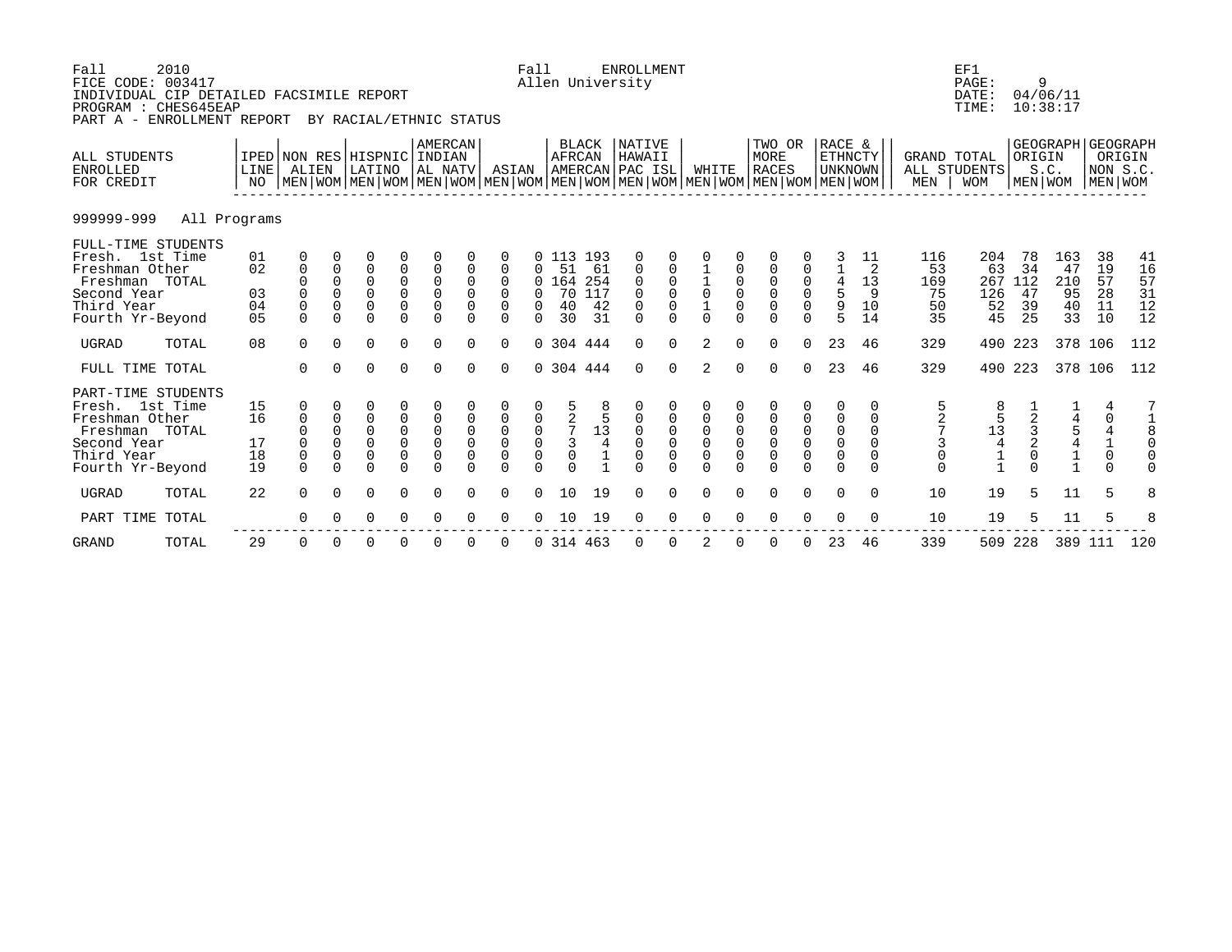Fall 2010
FICE CODE: 003417
INDIVIDUAL CIP DETAILED FACSIMILE REPORT
PROGRAM : CHES645EAP
PART A - ENROLLMENT REPORT BY RACIAL/ETHNIC STATUS

Fall ENROLLMENT
Allen University

EF1
PAGE: 9
DATE: 04/06/11
TIME: 10:38:17

999999-999 All Programs

| ALL STUDENTS ENROLLED FOR CREDIT | IPED LINE NO | NON RES ALIEN MEN | NON RES ALIEN WOM | HISPNIC LATINO MEN | HISPNIC LATINO WOM | AMERCAN INDIAN AL NATV MEN | AMERCAN INDIAN AL NATV WOM | ASIAN MEN | ASIAN WOM | BLACK AFRCAN AMERCAN MEN | BLACK AFRCAN AMERCAN WOM | NATIVE HAWAII PAC ISL MEN | NATIVE HAWAII PAC ISL WOM | WHITE MEN | WHITE WOM | TWO OR MORE RACES MEN | TWO OR MORE RACES WOM | RACE & ETHNCTY UNKNOWN MEN | RACE & ETHNCTY UNKNOWN WOM | GRAND TOTAL ALL STUDENTS MEN | GRAND TOTAL ALL STUDENTS WOM | GEOGRAPH ORIGIN S.C. MEN | GEOGRAPH ORIGIN S.C. WOM | GEOGRAPH ORIGIN NON S.C. MEN | GEOGRAPH ORIGIN NON S.C. WOM |
|---|---|---|---|---|---|---|---|---|---|---|---|---|---|---|---|---|---|---|---|---|---|---|---|---|---|
| FULL-TIME STUDENTS | | | | | | | | | | | | | | | | | | | | | | | | | |
| Fresh. 1st Time | 01 | 0 | 0 | 0 | 0 | 0 | 0 | 0 | 0 | 113 | 193 | 0 | 0 | 0 | 0 | 0 | 0 | 3 | 11 | 116 | 204 | 78 | 163 | 38 | 41 |
| Freshman Other | 02 | 0 | 0 | 0 | 0 | 0 | 0 | 0 | 0 | 51 | 61 | 0 | 0 | 1 | 0 | 0 | 0 | 1 | 2 | 53 | 63 | 34 | 47 | 19 | 16 |
| Freshman TOTAL | | 0 | 0 | 0 | 0 | 0 | 0 | 0 | 0 | 164 | 254 | 0 | 0 | 1 | 0 | 0 | 0 | 4 | 13 | 169 | 267 | 112 | 210 | 57 | 57 |
| Second Year | 03 | 0 | 0 | 0 | 0 | 0 | 0 | 0 | 0 | 70 | 117 | 0 | 0 | 0 | 0 | 0 | 0 | 5 | 9 | 75 | 126 | 47 | 95 | 28 | 31 |
| Third Year | 04 | 0 | 0 | 0 | 0 | 0 | 0 | 0 | 0 | 40 | 42 | 0 | 0 | 1 | 0 | 0 | 0 | 9 | 10 | 50 | 52 | 39 | 40 | 11 | 12 |
| Fourth Yr-Beyond | 05 | 0 | 0 | 0 | 0 | 0 | 0 | 0 | 0 | 30 | 31 | 0 | 0 | 0 | 0 | 0 | 0 | 5 | 14 | 35 | 45 | 25 | 33 | 10 | 12 |
| UGRAD TOTAL | 08 | 0 | 0 | 0 | 0 | 0 | 0 | 0 | 0 | 304 | 444 | 0 | 0 | 2 | 0 | 0 | 0 | 23 | 46 | 329 | 490 | 223 | 378 | 106 | 112 |
| FULL TIME TOTAL | | 0 | 0 | 0 | 0 | 0 | 0 | 0 | 0 | 304 | 444 | 0 | 0 | 2 | 0 | 0 | 0 | 23 | 46 | 329 | 490 | 223 | 378 | 106 | 112 |
| PART-TIME STUDENTS | | | | | | | | | | | | | | | | | | | | | | | | | |
| Fresh. 1st Time | 15 | 0 | 0 | 0 | 0 | 0 | 0 | 0 | 0 | 5 | 8 | 0 | 0 | 0 | 0 | 0 | 0 | 0 | 0 | 5 | 8 | 1 | 1 | 4 | 7 |
| Freshman Other | 16 | 0 | 0 | 0 | 0 | 0 | 0 | 0 | 0 | 2 | 5 | 0 | 0 | 0 | 0 | 0 | 0 | 0 | 0 | 2 | 5 | 2 | 4 | 0 | 1 |
| Freshman TOTAL | | 0 | 0 | 0 | 0 | 0 | 0 | 0 | 0 | 7 | 13 | 0 | 0 | 0 | 0 | 0 | 0 | 0 | 0 | 7 | 13 | 3 | 5 | 4 | 8 |
| Second Year | 17 | 0 | 0 | 0 | 0 | 0 | 0 | 0 | 0 | 3 | 4 | 0 | 0 | 0 | 0 | 0 | 0 | 0 | 0 | 3 | 4 | 2 | 4 | 1 | 0 |
| Third Year | 18 | 0 | 0 | 0 | 0 | 0 | 0 | 0 | 0 | 0 | 1 | 0 | 0 | 0 | 0 | 0 | 0 | 0 | 0 | 0 | 1 | 0 | 1 | 0 | 0 |
| Fourth Yr-Beyond | 19 | 0 | 0 | 0 | 0 | 0 | 0 | 0 | 0 | 0 | 1 | 0 | 0 | 0 | 0 | 0 | 0 | 0 | 0 | 0 | 1 | 0 | 1 | 0 | 0 |
| UGRAD TOTAL | 22 | 0 | 0 | 0 | 0 | 0 | 0 | 0 | 0 | 10 | 19 | 0 | 0 | 0 | 0 | 0 | 0 | 0 | 0 | 10 | 19 | 5 | 11 | 5 | 8 |
| PART TIME TOTAL | | 0 | 0 | 0 | 0 | 0 | 0 | 0 | 0 | 10 | 19 | 0 | 0 | 0 | 0 | 0 | 0 | 0 | 0 | 10 | 19 | 5 | 11 | 5 | 8 |
| GRAND TOTAL | 29 | 0 | 0 | 0 | 0 | 0 | 0 | 0 | 0 | 314 | 463 | 0 | 0 | 2 | 0 | 0 | 0 | 23 | 46 | 339 | 509 | 228 | 389 | 111 | 120 |